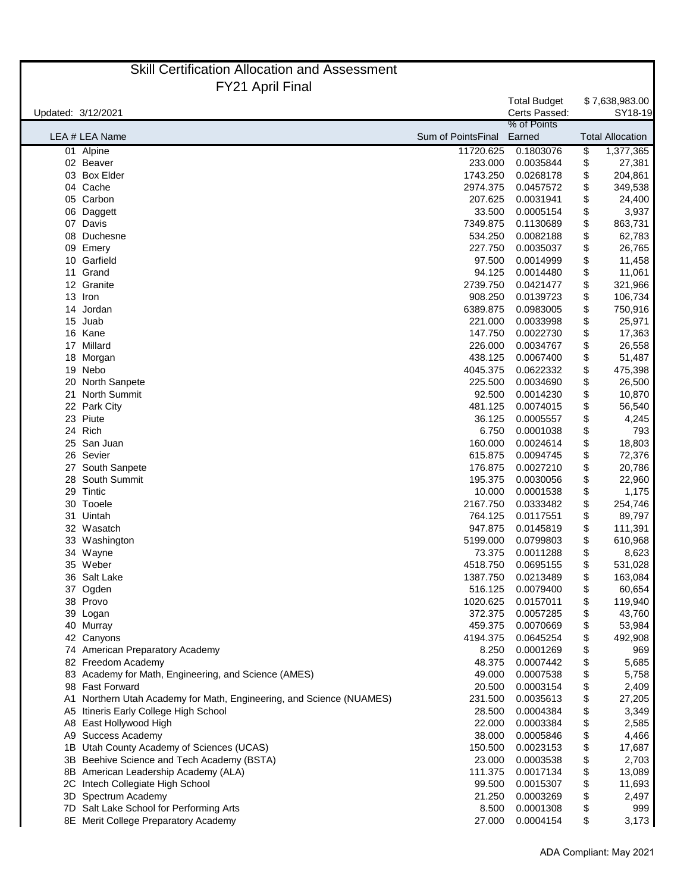# Skill Certification Allocation and Assessment

## FY21 April Final

Updated: 3/12/2021

Total Budget: $ 7,638,983.00

Certs Passed: SY18-19

| LEA # | LEA Name | Sum of PointsFinal | % of Points Earned | Total Allocation |
|---|---|---|---|---|
| 01 | Alpine | 11720.625 | 0.1803076 | $ 1,377,365 |
| 02 | Beaver | 233.000 | 0.0035844 | $ 27,381 |
| 03 | Box Elder | 1743.250 | 0.0268178 | $ 204,861 |
| 04 | Cache | 2974.375 | 0.0457572 | $ 349,538 |
| 05 | Carbon | 207.625 | 0.0031941 | $ 24,400 |
| 06 | Daggett | 33.500 | 0.0005154 | $ 3,937 |
| 07 | Davis | 7349.875 | 0.1130689 | $ 863,731 |
| 08 | Duchesne | 534.250 | 0.0082188 | $ 62,783 |
| 09 | Emery | 227.750 | 0.0035037 | $ 26,765 |
| 10 | Garfield | 97.500 | 0.0014999 | $ 11,458 |
| 11 | Grand | 94.125 | 0.0014480 | $ 11,061 |
| 12 | Granite | 2739.750 | 0.0421477 | $ 321,966 |
| 13 | Iron | 908.250 | 0.0139723 | $ 106,734 |
| 14 | Jordan | 6389.875 | 0.0983005 | $ 750,916 |
| 15 | Juab | 221.000 | 0.0033998 | $ 25,971 |
| 16 | Kane | 147.750 | 0.0022730 | $ 17,363 |
| 17 | Millard | 226.000 | 0.0034767 | $ 26,558 |
| 18 | Morgan | 438.125 | 0.0067400 | $ 51,487 |
| 19 | Nebo | 4045.375 | 0.0622332 | $ 475,398 |
| 20 | North Sanpete | 225.500 | 0.0034690 | $ 26,500 |
| 21 | North Summit | 92.500 | 0.0014230 | $ 10,870 |
| 22 | Park City | 481.125 | 0.0074015 | $ 56,540 |
| 23 | Piute | 36.125 | 0.0005557 | $ 4,245 |
| 24 | Rich | 6.750 | 0.0001038 | $ 793 |
| 25 | San Juan | 160.000 | 0.0024614 | $ 18,803 |
| 26 | Sevier | 615.875 | 0.0094745 | $ 72,376 |
| 27 | South Sanpete | 176.875 | 0.0027210 | $ 20,786 |
| 28 | South Summit | 195.375 | 0.0030056 | $ 22,960 |
| 29 | Tintic | 10.000 | 0.0001538 | $ 1,175 |
| 30 | Tooele | 2167.750 | 0.0333482 | $ 254,746 |
| 31 | Uintah | 764.125 | 0.0117551 | $ 89,797 |
| 32 | Wasatch | 947.875 | 0.0145819 | $ 111,391 |
| 33 | Washington | 5199.000 | 0.0799803 | $ 610,968 |
| 34 | Wayne | 73.375 | 0.0011288 | $ 8,623 |
| 35 | Weber | 4518.750 | 0.0695155 | $ 531,028 |
| 36 | Salt Lake | 1387.750 | 0.0213489 | $ 163,084 |
| 37 | Ogden | 516.125 | 0.0079400 | $ 60,654 |
| 38 | Provo | 1020.625 | 0.0157011 | $ 119,940 |
| 39 | Logan | 372.375 | 0.0057285 | $ 43,760 |
| 40 | Murray | 459.375 | 0.0070669 | $ 53,984 |
| 42 | Canyons | 4194.375 | 0.0645254 | $ 492,908 |
| 74 | American Preparatory Academy | 8.250 | 0.0001269 | $ 969 |
| 82 | Freedom Academy | 48.375 | 0.0007442 | $ 5,685 |
| 83 | Academy for Math, Engineering, and Science (AMES) | 49.000 | 0.0007538 | $ 5,758 |
| 98 | Fast Forward | 20.500 | 0.0003154 | $ 2,409 |
| A1 | Northern Utah Academy for Math, Engineering, and Science (NUAMES) | 231.500 | 0.0035613 | $ 27,205 |
| A5 | Itineris Early College High School | 28.500 | 0.0004384 | $ 3,349 |
| A8 | East Hollywood High | 22.000 | 0.0003384 | $ 2,585 |
| A9 | Success Academy | 38.000 | 0.0005846 | $ 4,466 |
| 1B | Utah County Academy of Sciences (UCAS) | 150.500 | 0.0023153 | $ 17,687 |
| 3B | Beehive Science and Tech Academy (BSTA) | 23.000 | 0.0003538 | $ 2,703 |
| 8B | American Leadership Academy (ALA) | 111.375 | 0.0017134 | $ 13,089 |
| 2C | Intech Collegiate High School | 99.500 | 0.0015307 | $ 11,693 |
| 3D | Spectrum Academy | 21.250 | 0.0003269 | $ 2,497 |
| 7D | Salt Lake School for Performing Arts | 8.500 | 0.0001308 | $ 999 |
| 8E | Merit College Preparatory Academy | 27.000 | 0.0004154 | $ 3,173 |

ADA Compliant: May 2021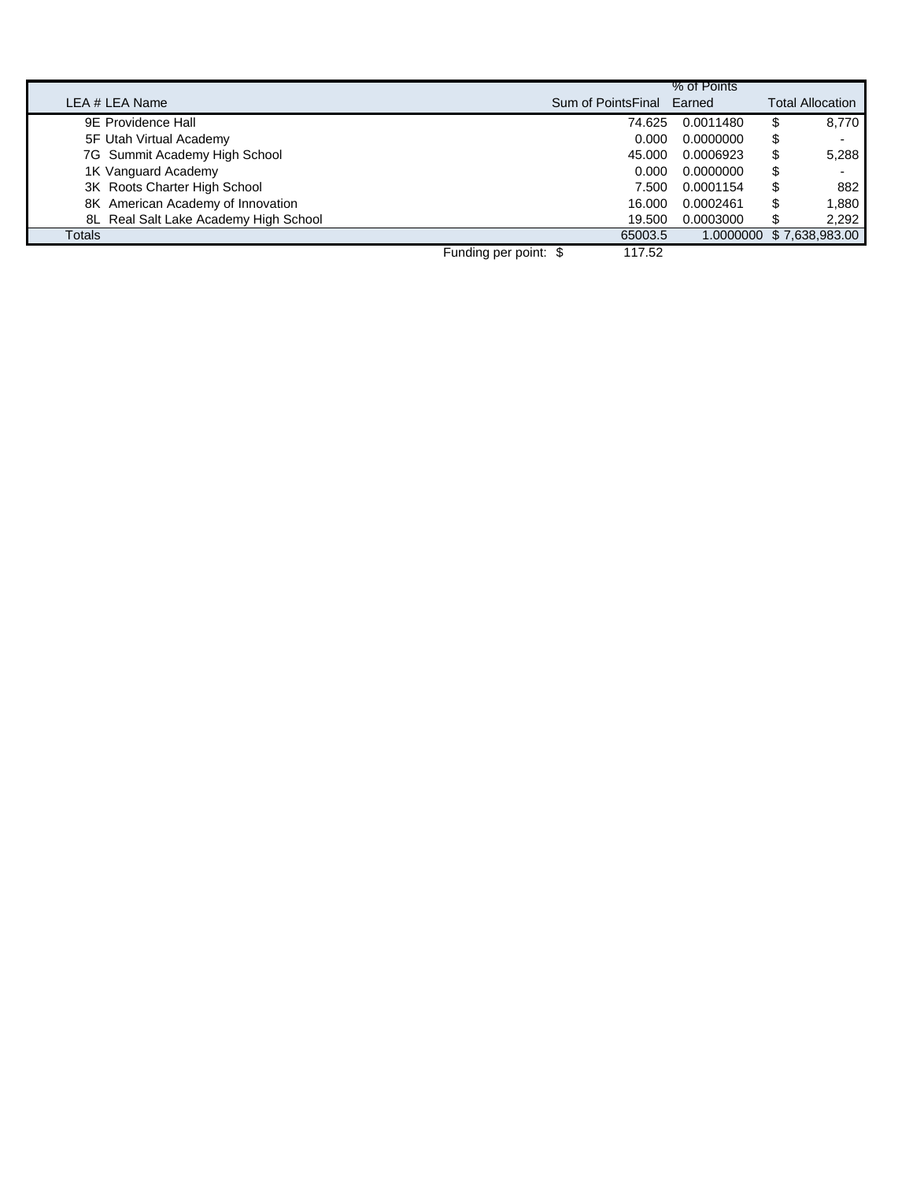| LEA # | LEA Name | Sum of PointsFinal | % of Points Earned | Total Allocation |
|---|---|---|---|---|
| 9E | Providence Hall | 74.625 | 0.0011480 | $ 8,770 |
| 5F | Utah Virtual Academy | 0.000 | 0.0000000 | $ - |
| 7G | Summit Academy High School | 45.000 | 0.0006923 | $ 5,288 |
| 1K | Vanguard Academy | 0.000 | 0.0000000 | $ - |
| 3K | Roots Charter High School | 7.500 | 0.0001154 | $ 882 |
| 8K | American Academy of Innovation | 16.000 | 0.0002461 | $ 1,880 |
| 8L | Real Salt Lake Academy High School | 19.500 | 0.0003000 | $ 2,292 |
| Totals | | 65003.5 | 1.0000000 | $ 7,638,983.00 |

Funding per point: $ 117.52